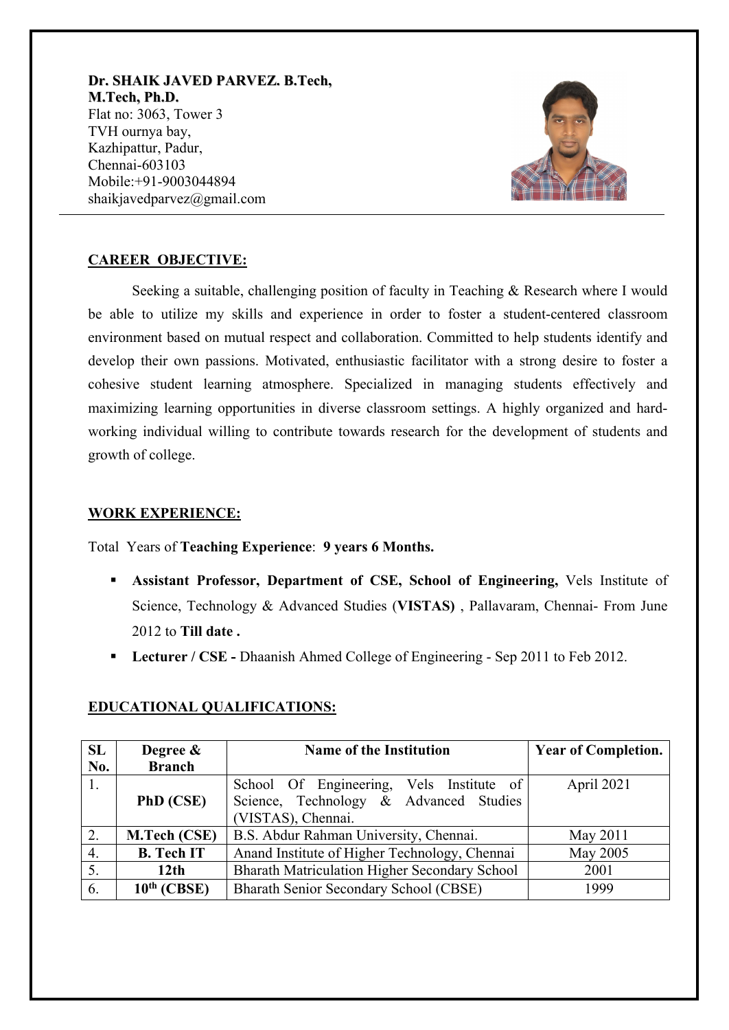**Dr. SHAIK JAVED PARVEZ. B.Tech, M.Tech, Ph.D.**
Flat no: 3063, Tower 3
TVH ournya bay,
Kazhipattur, Padur,
Chennai-603103
Mobile:+91-9003044894
shaikjavedparvez@gmail.com

---

## CAREER OBJECTIVE:

Seeking a suitable, challenging position of faculty in Teaching & Research where I would be able to utilize my skills and experience in order to foster a student-centered classroom environment based on mutual respect and collaboration. Committed to help students identify and develop their own passions. Motivated, enthusiastic facilitator with a strong desire to foster a cohesive student learning atmosphere. Specialized in managing students effectively and maximizing learning opportunities in diverse classroom settings. A highly organized and hard-working individual willing to contribute towards research for the development of students and growth of college.

## WORK EXPERIENCE:

Total Years of **Teaching Experience**: **9 years 6 Months.**

- **Assistant Professor, Department of CSE, School of Engineering,** Vels Institute of Science, Technology & Advanced Studies (**VISTAS)** , Pallavaram, Chennai- From June 2012 to **Till date .**
- **Lecturer / CSE -** Dhaanish Ahmed College of Engineering - Sep 2011 to Feb 2012.

## EDUCATIONAL QUALIFICATIONS:

| SL No. | Degree & Branch | Name of the Institution | Year of Completion. |
|---|---|---|---|
| 1. | **PhD (CSE)** | School Of Engineering, Vels Institute of Science, Technology & Advanced Studies (VISTAS), Chennai. | April 2021 |
| 2. | **M.Tech (CSE)** | B.S. Abdur Rahman University, Chennai. | May 2011 |
| 4. | **B. Tech IT** | Anand Institute of Higher Technology, Chennai | May 2005 |
| 5. | **12th** | Bharath Matriculation Higher Secondary School | 2001 |
| 6. | **10th (CBSE)** | Bharath Senior Secondary School (CBSE) | 1999 |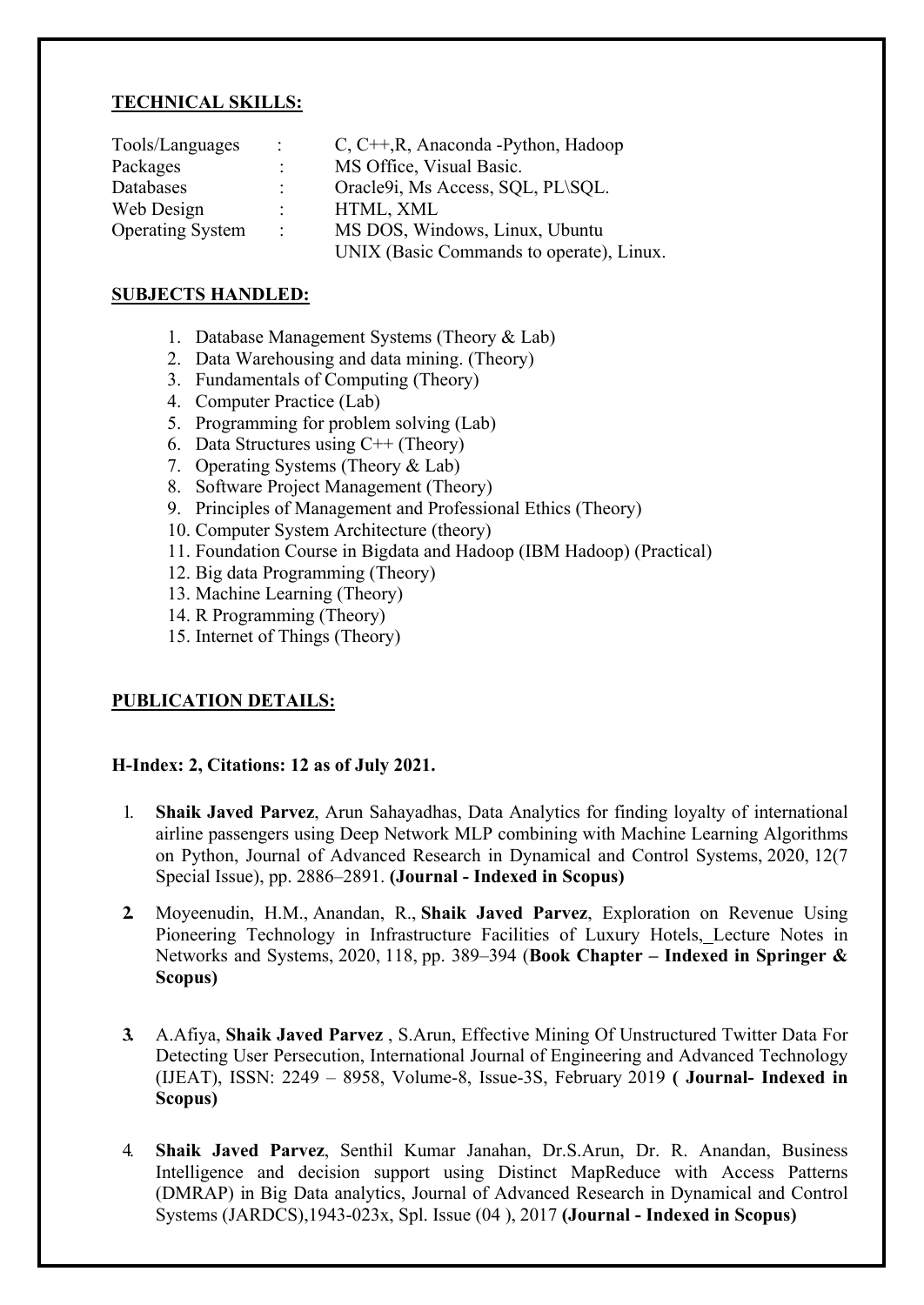**TECHNICAL SKILLS:**

| | | |
|---|---|---|
| Tools/Languages | : | C, C++,R, Anaconda -Python, Hadoop |
| Packages | : | MS Office, Visual Basic. |
| Databases | : | Oracle9i, Ms Access, SQL, PL\SQL. |
| Web Design | : | HTML, XML |
| Operating System | : | MS DOS, Windows, Linux, Ubuntu<br>UNIX (Basic Commands to operate), Linux. |

**SUBJECTS HANDLED:**

1. Database Management Systems (Theory & Lab)
2. Data Warehousing and data mining. (Theory)
3. Fundamentals of Computing (Theory)
4. Computer Practice (Lab)
5. Programming for problem solving (Lab)
6. Data Structures using C++ (Theory)
7. Operating Systems (Theory & Lab)
8. Software Project Management (Theory)
9. Principles of Management and Professional Ethics (Theory)
10. Computer System Architecture (theory)
11. Foundation Course in Bigdata and Hadoop (IBM Hadoop) (Practical)
12. Big data Programming (Theory)
13. Machine Learning (Theory)
14. R Programming (Theory)
15. Internet of Things (Theory)

**PUBLICATION DETAILS:**

**H-Index: 2, Citations: 12 as of July 2021.**

1. **Shaik Javed Parvez**, Arun Sahayadhas, Data Analytics for finding loyalty of international airline passengers using Deep Network MLP combining with Machine Learning Algorithms on Python, Journal of Advanced Research in Dynamical and Control Systems, 2020, 12(7 Special Issue), pp. 2886–2891. **(Journal - Indexed in Scopus)**

2. Moyeenudin, H.M., Anandan, R., **Shaik Javed Parvez**, Exploration on Revenue Using Pioneering Technology in Infrastructure Facilities of Luxury Hotels, Lecture Notes in Networks and Systems, 2020, 118, pp. 389–394 (**Book Chapter – Indexed in Springer & Scopus)**

3. A.Afiya, **Shaik Javed Parvez** , S.Arun, Effective Mining Of Unstructured Twitter Data For Detecting User Persecution, International Journal of Engineering and Advanced Technology (IJEAT), ISSN: 2249 – 8958, Volume-8, Issue-3S, February 2019 **( Journal- Indexed in Scopus)**

4. **Shaik Javed Parvez**, Senthil Kumar Janahan, Dr.S.Arun, Dr. R. Anandan, Business Intelligence and decision support using Distinct MapReduce with Access Patterns (DMRAP) in Big Data analytics, Journal of Advanced Research in Dynamical and Control Systems (JARDCS),1943-023x, Spl. Issue (04 ), 2017 **(Journal - Indexed in Scopus)**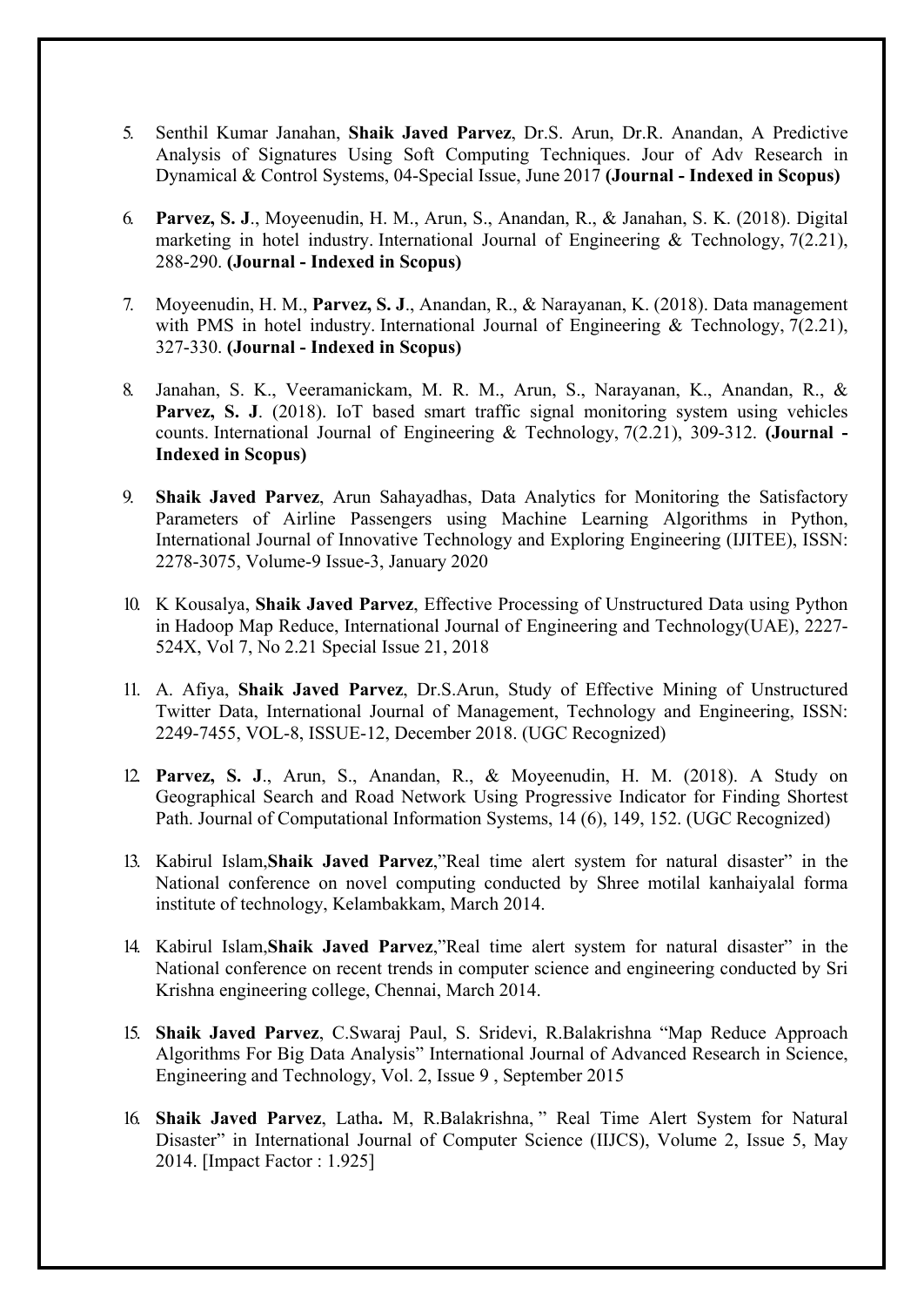5. Senthil Kumar Janahan, **Shaik Javed Parvez**, Dr.S. Arun, Dr.R. Anandan, A Predictive Analysis of Signatures Using Soft Computing Techniques. Jour of Adv Research in Dynamical & Control Systems, 04-Special Issue, June 2017 **(Journal - Indexed in Scopus)**

6. **Parvez, S. J**., Moyeenudin, H. M., Arun, S., Anandan, R., & Janahan, S. K. (2018). Digital marketing in hotel industry. International Journal of Engineering & Technology, 7(2.21), 288-290. **(Journal - Indexed in Scopus)**

7. Moyeenudin, H. M., **Parvez, S. J**., Anandan, R., & Narayanan, K. (2018). Data management with PMS in hotel industry. International Journal of Engineering & Technology, 7(2.21), 327-330. **(Journal - Indexed in Scopus)**

8. Janahan, S. K., Veeramanickam, M. R. M., Arun, S., Narayanan, K., Anandan, R., & **Parvez, S. J**. (2018). IoT based smart traffic signal monitoring system using vehicles counts. International Journal of Engineering & Technology, 7(2.21), 309-312. **(Journal - Indexed in Scopus)**

9. **Shaik Javed Parvez**, Arun Sahayadhas, Data Analytics for Monitoring the Satisfactory Parameters of Airline Passengers using Machine Learning Algorithms in Python, International Journal of Innovative Technology and Exploring Engineering (IJITEE), ISSN: 2278-3075, Volume-9 Issue-3, January 2020

10. K Kousalya, **Shaik Javed Parvez**, Effective Processing of Unstructured Data using Python in Hadoop Map Reduce, International Journal of Engineering and Technology(UAE), 2227-524X, Vol 7, No 2.21 Special Issue 21, 2018

11. A. Afiya, **Shaik Javed Parvez**, Dr.S.Arun, Study of Effective Mining of Unstructured Twitter Data, International Journal of Management, Technology and Engineering, ISSN: 2249-7455, VOL-8, ISSUE-12, December 2018. (UGC Recognized)

12. **Parvez, S. J**., Arun, S., Anandan, R., & Moyeenudin, H. M. (2018). A Study on Geographical Search and Road Network Using Progressive Indicator for Finding Shortest Path. Journal of Computational Information Systems, 14 (6), 149, 152. (UGC Recognized)

13. Kabirul Islam,**Shaik Javed Parvez**,"Real time alert system for natural disaster" in the National conference on novel computing conducted by Shree motilal kanhaiyalal forma institute of technology, Kelambakkam, March 2014.

14. Kabirul Islam,**Shaik Javed Parvez**,"Real time alert system for natural disaster" in the National conference on recent trends in computer science and engineering conducted by Sri Krishna engineering college, Chennai, March 2014.

15. **Shaik Javed Parvez**, C.Swaraj Paul, S. Sridevi, R.Balakrishna "Map Reduce Approach Algorithms For Big Data Analysis" International Journal of Advanced Research in Science, Engineering and Technology, Vol. 2, Issue 9 , September 2015

16. **Shaik Javed Parvez**, Latha**.** M, R.Balakrishna, " Real Time Alert System for Natural Disaster" in International Journal of Computer Science (IIJCS), Volume 2, Issue 5, May 2014. [Impact Factor : 1.925]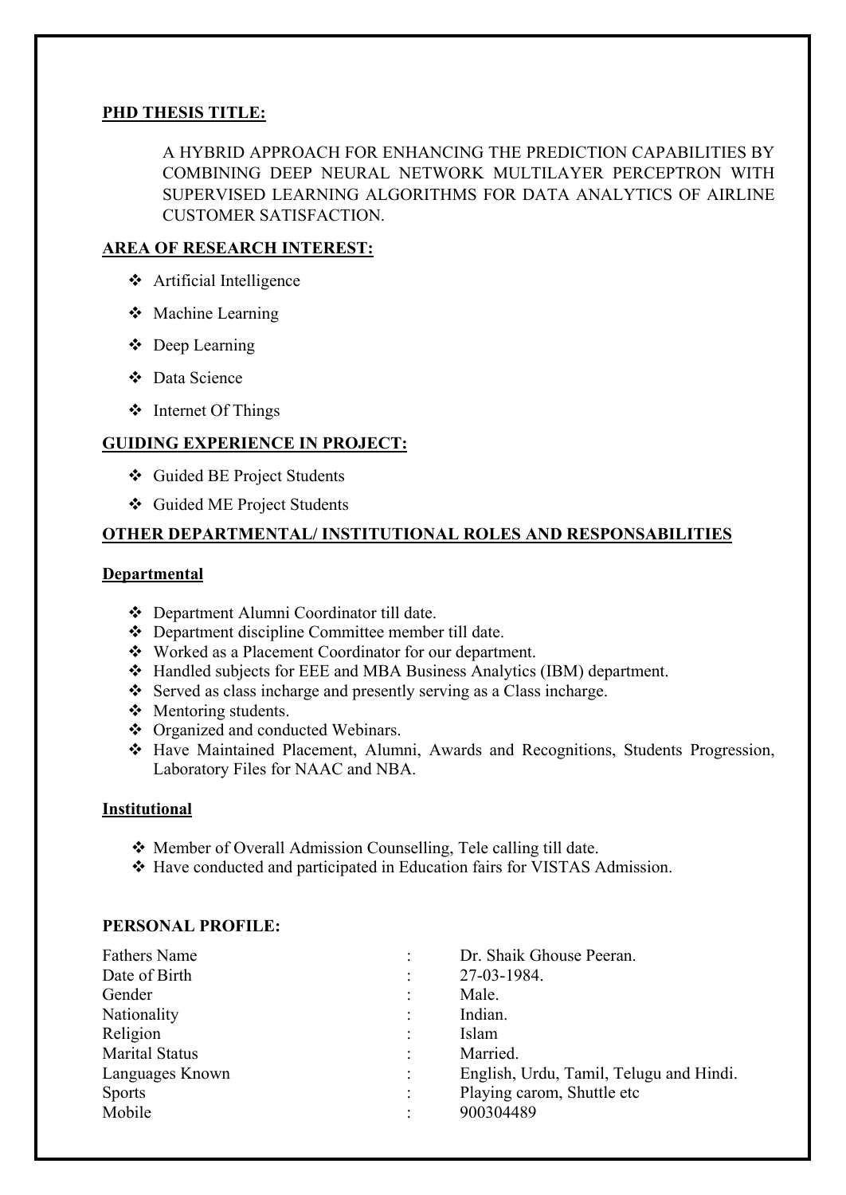**PHD THESIS TITLE:**

A HYBRID APPROACH FOR ENHANCING THE PREDICTION CAPABILITIES BY COMBINING DEEP NEURAL NETWORK MULTILAYER PERCEPTRON WITH SUPERVISED LEARNING ALGORITHMS FOR DATA ANALYTICS OF AIRLINE CUSTOMER SATISFACTION.

**AREA OF RESEARCH INTEREST:**

- Artificial Intelligence
- Machine Learning
- Deep Learning
- Data Science
- Internet Of Things

**GUIDING EXPERIENCE IN PROJECT:**

- Guided BE Project Students
- Guided ME Project Students

**OTHER DEPARTMENTAL/ INSTITUTIONAL ROLES AND RESPONSABILITIES**

**Departmental**

- Department Alumni Coordinator till date.
- Department discipline Committee member till date.
- Worked as a Placement Coordinator for our department.
- Handled subjects for EEE and MBA Business Analytics (IBM) department.
- Served as class incharge and presently serving as a Class incharge.
- Mentoring students.
- Organized and conducted Webinars.
- Have Maintained Placement, Alumni, Awards and Recognitions, Students Progression, Laboratory Files for NAAC and NBA.

**Institutional**

- Member of Overall Admission Counselling, Tele calling till date.
- Have conducted and participated in Education fairs for VISTAS Admission.

**PERSONAL PROFILE:**

| | | |
|---|---|---|
| Fathers Name | : | Dr. Shaik Ghouse Peeran. |
| Date of Birth | : | 27-03-1984. |
| Gender | : | Male. |
| Nationality | : | Indian. |
| Religion | : | Islam |
| Marital Status | : | Married. |
| Languages Known | : | English, Urdu, Tamil, Telugu and Hindi. |
| Sports | : | Playing carom, Shuttle etc |
| Mobile | : | 900304489 |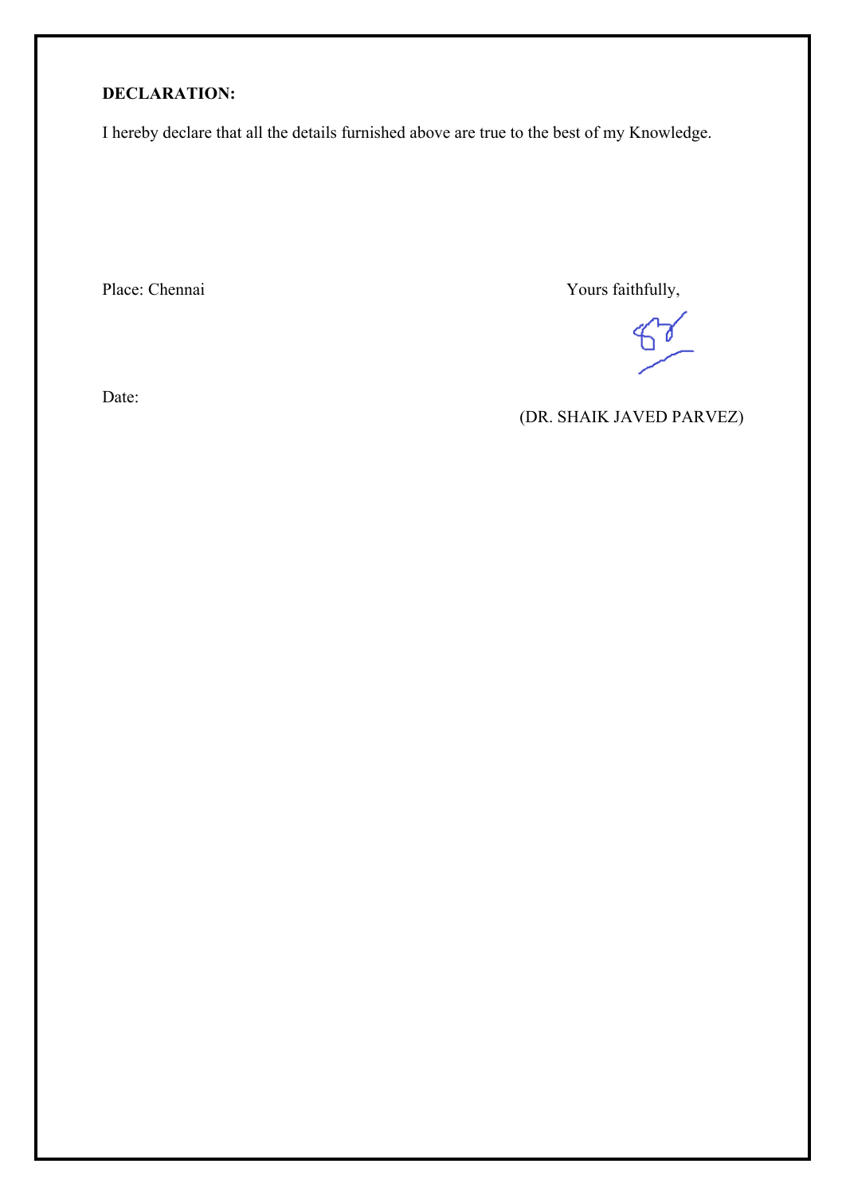**DECLARATION:**

I hereby declare that all the details furnished above are true to the best of my Knowledge.

Place: Chennai

Yours faithfully,

Date:

(DR. SHAIK JAVED PARVEZ)